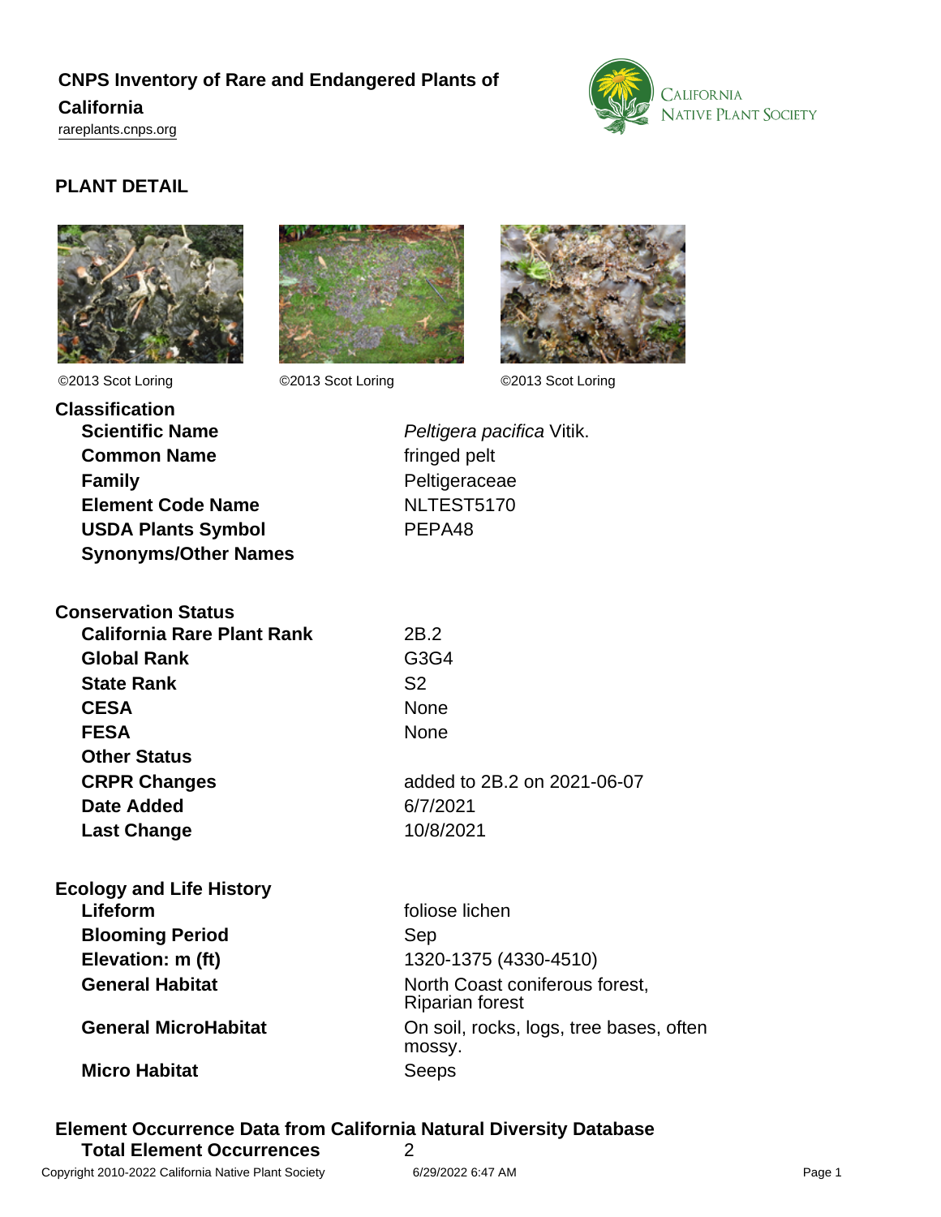# CNPS Inventory of Rare and Endangered Plants of California

rareplants.cnps.org

## PLANT DETAIL

©2013 Scot Loring ©2013 Scot Loring ©2013 Scot Loring

### Classification

| | |
|---|---|
| **Scientific Name** | *Peltigera pacifica* Vitik. |
| **Common Name** | fringed pelt |
| **Family** | Peltigeraceae |
| **Element Code Name** | NLTEST5170 |
| **USDA Plants Symbol** | PEPA48 |
| **Synonyms/Other Names** | |

### Conservation Status

| | |
|---|---|
| **California Rare Plant Rank** | 2B.2 |
| **Global Rank** | G3G4 |
| **State Rank** | S2 |
| **CESA** | None |
| **FESA** | None |
| **Other Status** | |
| **CRPR Changes** | added to 2B.2 on 2021-06-07 |
| **Date Added** | 6/7/2021 |
| **Last Change** | 10/8/2021 |

### Ecology and Life History

| | |
|---|---|
| **Lifeform** | foliose lichen |
| **Blooming Period** | Sep |
| **Elevation: m (ft)** | 1320-1375 (4330-4510) |
| **General Habitat** | North Coast coniferous forest, Riparian forest |
| **General MicroHabitat** | On soil, rocks, logs, tree bases, often mossy. |
| **Micro Habitat** | Seeps |

### Element Occurrence Data from California Natural Diversity Database

| | |
|---|---|
| **Total Element Occurrences** | 2 |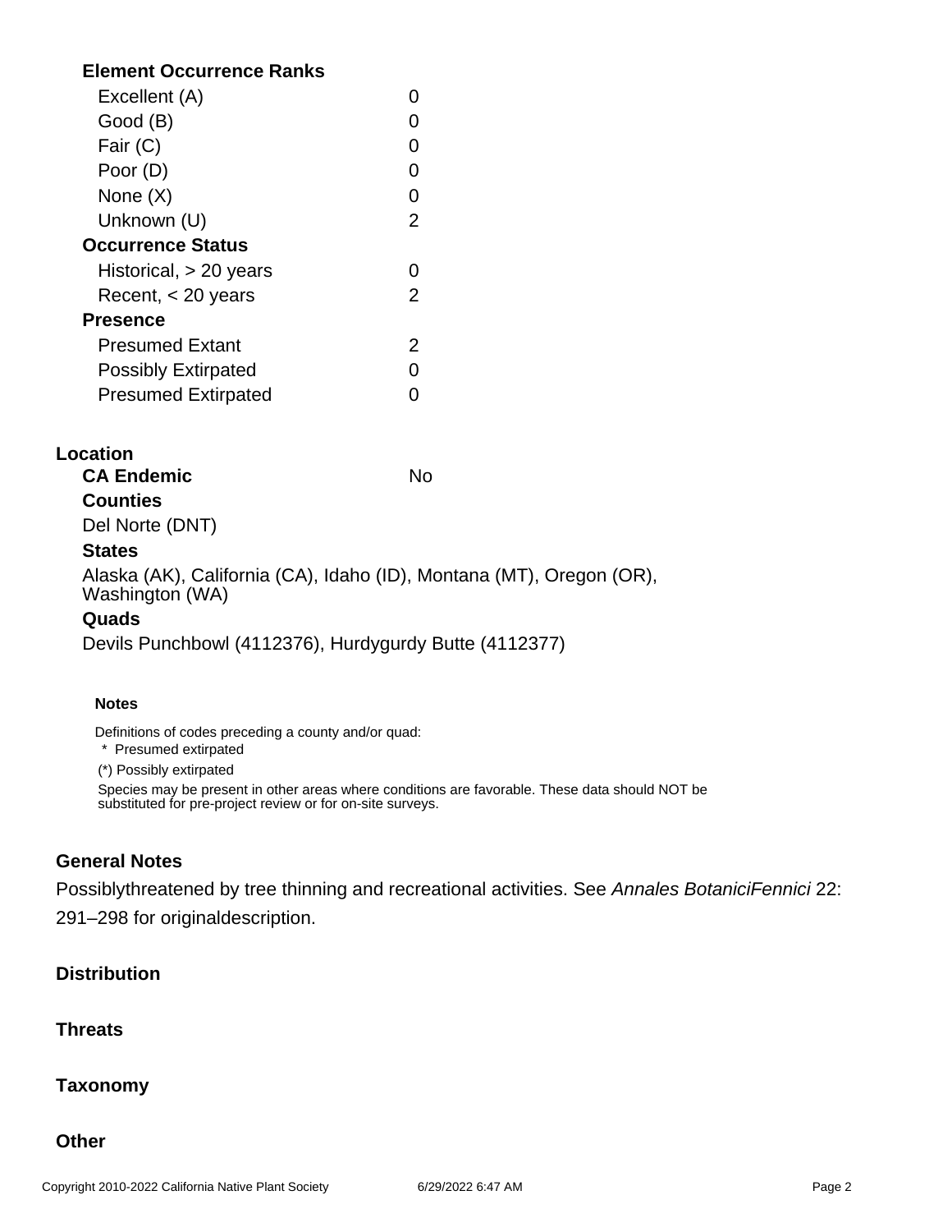### Element Occurrence Ranks

| | |
|---|---|
| Excellent (A) | 0 |
| Good (B) | 0 |
| Fair (C) | 0 |
| Poor (D) | 0 |
| None (X) | 0 |
| Unknown (U) | 2 |

### Occurrence Status

| | |
|---|---|
| Historical, > 20 years | 0 |
| Recent, < 20 years | 2 |

### Presence

| | |
|---|---|
| Presumed Extant | 2 |
| Possibly Extirpated | 0 |
| Presumed Extirpated | 0 |

## Location

**CA Endemic** No

### Counties

Del Norte (DNT)

### States

Alaska (AK), California (CA), Idaho (ID), Montana (MT), Oregon (OR), Washington (WA)

### Quads

Devils Punchbowl (4112376), Hurdygurdy Butte (4112377)

**Notes**

Definitions of codes preceding a county and/or quad:

\* Presumed extirpated

(*) Possibly extirpated

Species may be present in other areas where conditions are favorable. These data should NOT be substituted for pre-project review or for on-site surveys.

## General Notes

Possiblythreatened by tree thinning and recreational activities. See *Annales BotaniciFennici* 22: 291–298 for originaldescription.

## Distribution

## Threats

## Taxonomy

## Other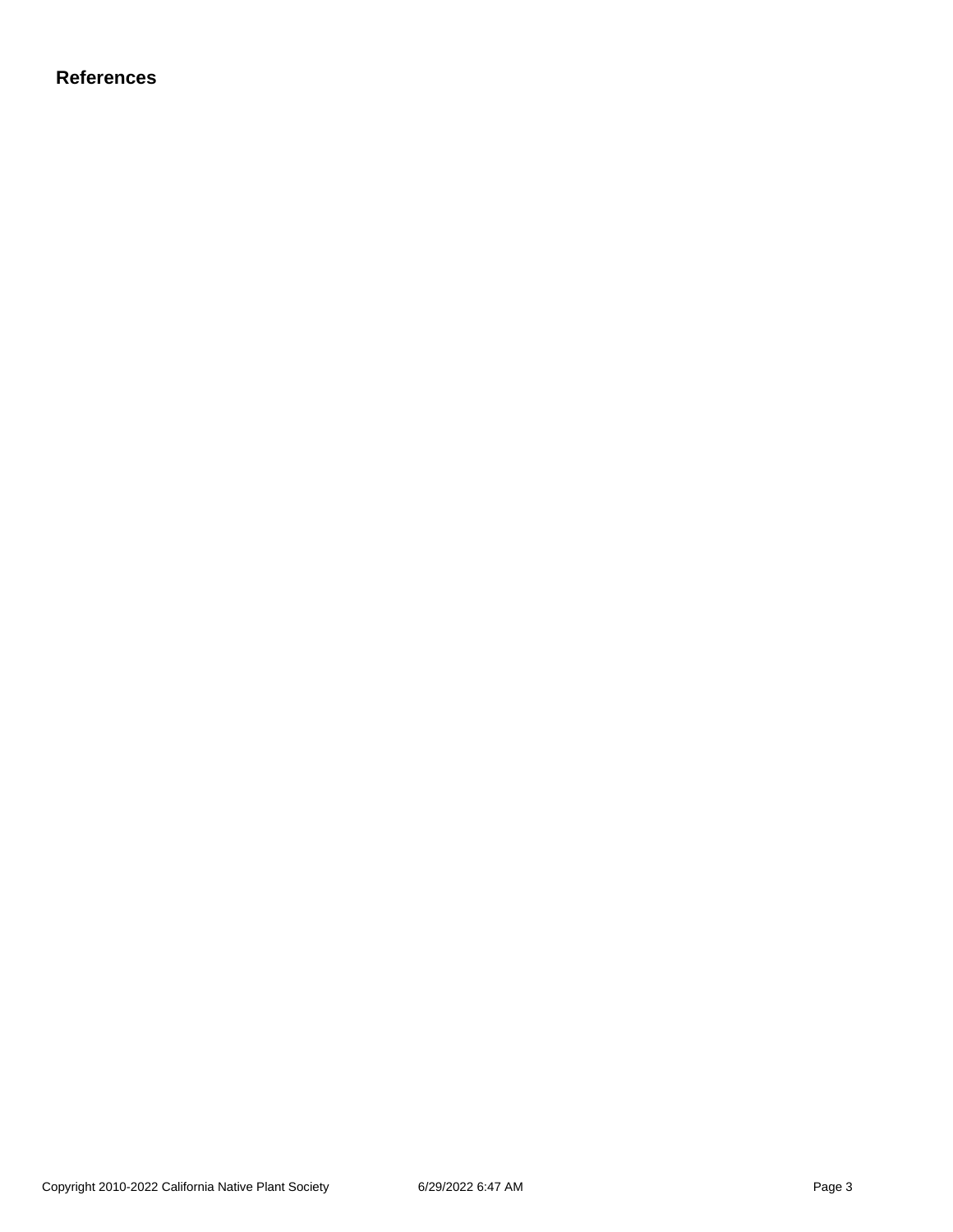## References